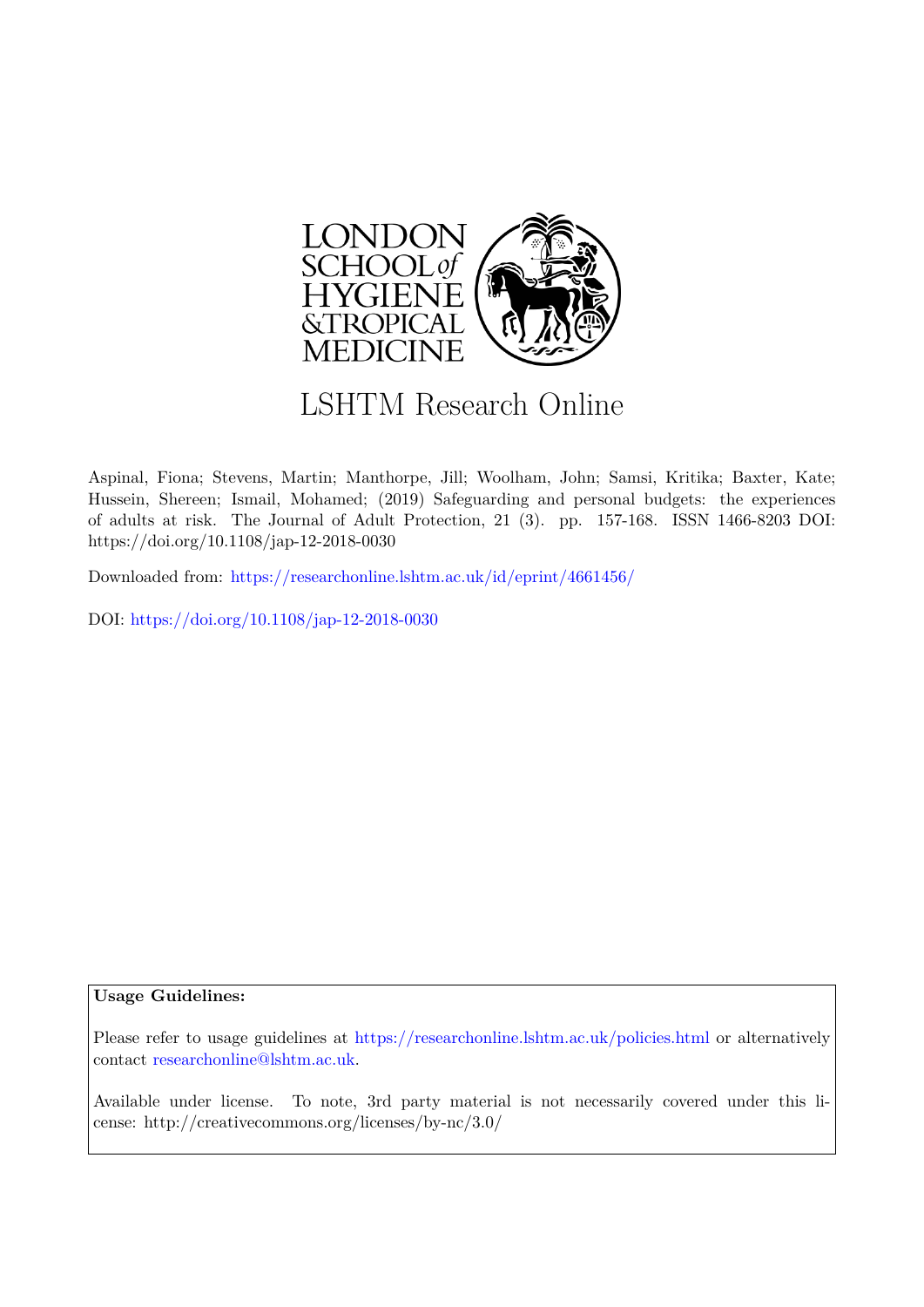LONDON SCHOOL of HYGIENE &TROPICAL MEDICINE

# LSHTM Research Online

Aspinal, Fiona; Stevens, Martin; Manthorpe, Jill; Woolham, John; Samsi, Kritika; Baxter, Kate; Hussein, Shereen; Ismail, Mohamed; (2019) Safeguarding and personal budgets: the experiences of adults at risk. The Journal of Adult Protection, 21 (3). pp. 157-168. ISSN 1466-8203 DOI: https://doi.org/10.1108/jap-12-2018-0030

Downloaded from: https://researchonline.lshtm.ac.uk/id/eprint/4661456/

DOI: https://doi.org/10.1108/jap-12-2018-0030

**Usage Guidelines:**

Please refer to usage guidelines at https://researchonline.lshtm.ac.uk/policies.html or alternatively contact researchonline@lshtm.ac.uk.

Available under license. To note, 3rd party material is not necessarily covered under this license: http://creativecommons.org/licenses/by-nc/3.0/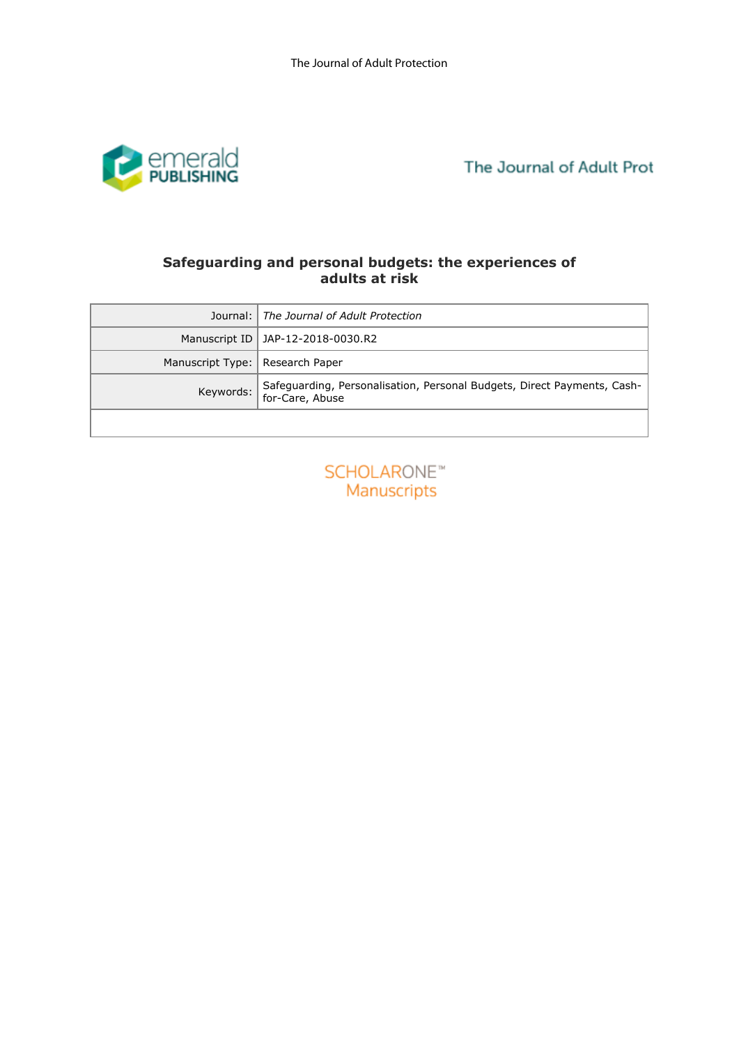# Safeguarding and personal budgets: the experiences of adults at risk

| Journal: | *The Journal of Adult Protection* |
| --- | --- |
| Manuscript ID | JAP-12-2018-0030.R2 |
| Manuscript Type: | Research Paper |
| Keywords: | Safeguarding, Personalisation, Personal Budgets, Direct Payments, Cash-for-Care, Abuse |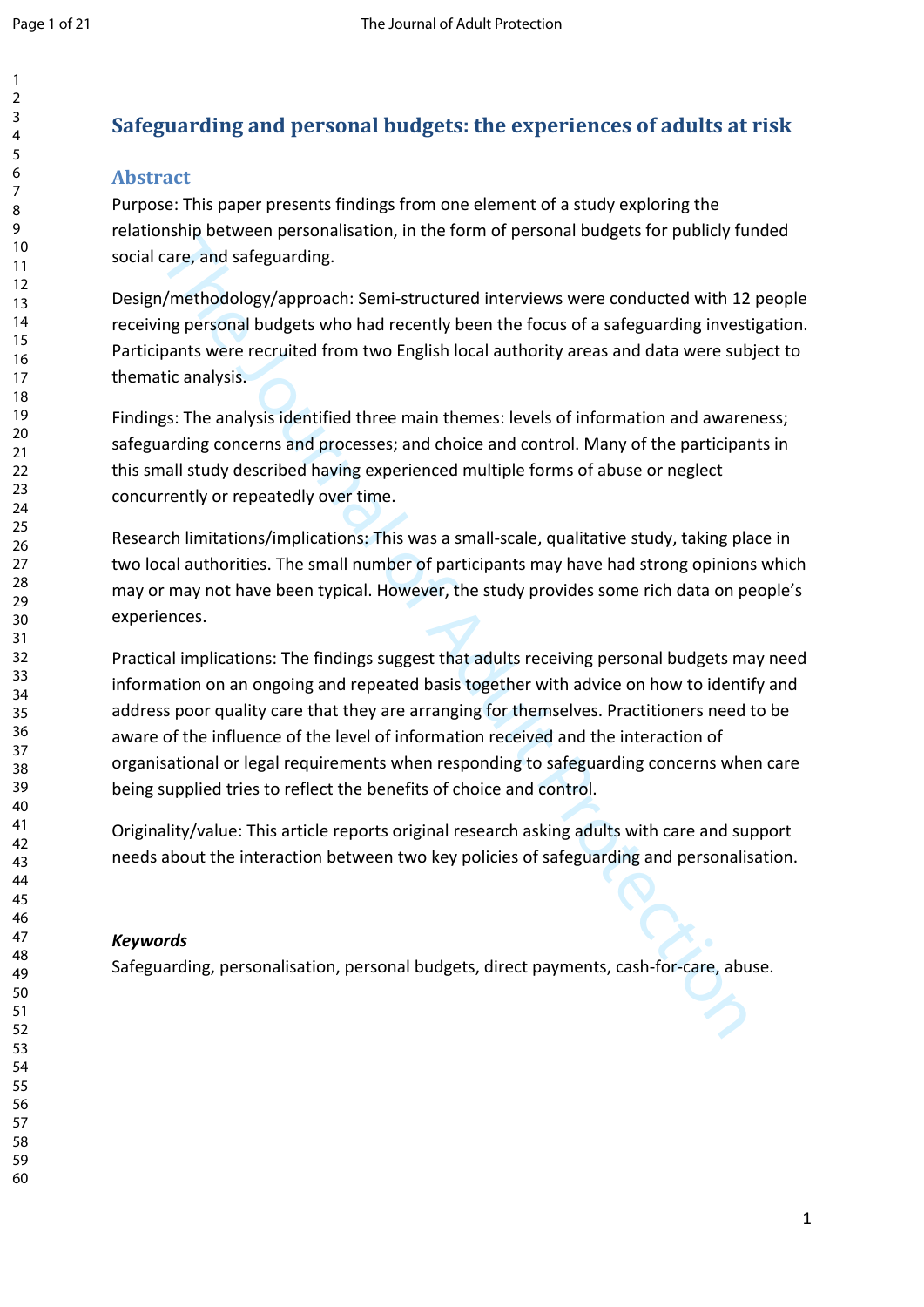# Safeguarding and personal budgets: the experiences of adults at risk

## Abstract

Purpose: This paper presents findings from one element of a study exploring the relationship between personalisation, in the form of personal budgets for publicly funded social care, and safeguarding.

Design/methodology/approach: Semi-structured interviews were conducted with 12 people receiving personal budgets who had recently been the focus of a safeguarding investigation. Participants were recruited from two English local authority areas and data were subject to thematic analysis.

Findings: The analysis identified three main themes: levels of information and awareness; safeguarding concerns and processes; and choice and control. Many of the participants in this small study described having experienced multiple forms of abuse or neglect concurrently or repeatedly over time.

Research limitations/implications: This was a small-scale, qualitative study, taking place in two local authorities. The small number of participants may have had strong opinions which may or may not have been typical. However, the study provides some rich data on people's experiences.

Practical implications: The findings suggest that adults receiving personal budgets may need information on an ongoing and repeated basis together with advice on how to identify and address poor quality care that they are arranging for themselves. Practitioners need to be aware of the influence of the level of information received and the interaction of organisational or legal requirements when responding to safeguarding concerns when care being supplied tries to reflect the benefits of choice and control.

Originality/value: This article reports original research asking adults with care and support needs about the interaction between two key policies of safeguarding and personalisation.

***Keywords***

Safeguarding, personalisation, personal budgets, direct payments, cash-for-care, abuse.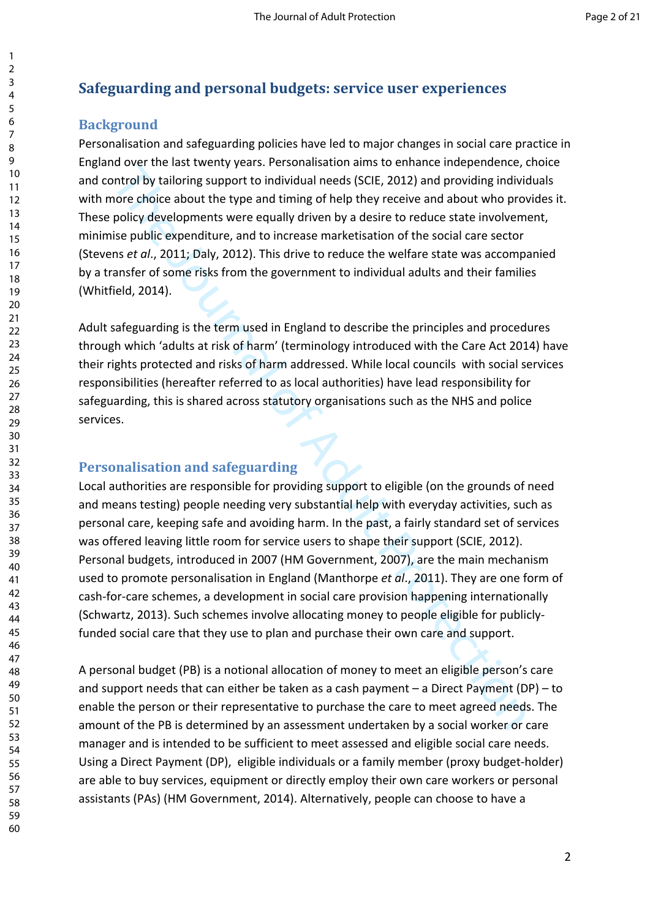## Safeguarding and personal budgets: service user experiences

### Background

Personalisation and safeguarding policies have led to major changes in social care practice in England over the last twenty years. Personalisation aims to enhance independence, choice and control by tailoring support to individual needs (SCIE, 2012) and providing individuals with more choice about the type and timing of help they receive and about who provides it. These policy developments were equally driven by a desire to reduce state involvement, minimise public expenditure, and to increase marketisation of the social care sector (Stevens *et al*., 2011; Daly, 2012). This drive to reduce the welfare state was accompanied by a transfer of some risks from the government to individual adults and their families (Whitfield, 2014).

Adult safeguarding is the term used in England to describe the principles and procedures through which 'adults at risk of harm' (terminology introduced with the Care Act 2014) have their rights protected and risks of harm addressed. While local councils with social services responsibilities (hereafter referred to as local authorities) have lead responsibility for safeguarding, this is shared across statutory organisations such as the NHS and police services.

### Personalisation and safeguarding

Local authorities are responsible for providing support to eligible (on the grounds of need and means testing) people needing very substantial help with everyday activities, such as personal care, keeping safe and avoiding harm. In the past, a fairly standard set of services was offered leaving little room for service users to shape their support (SCIE, 2012). Personal budgets, introduced in 2007 (HM Government, 2007), are the main mechanism used to promote personalisation in England (Manthorpe *et al*., 2011). They are one form of cash-for-care schemes, a development in social care provision happening internationally (Schwartz, 2013). Such schemes involve allocating money to people eligible for publicly-funded social care that they use to plan and purchase their own care and support.

A personal budget (PB) is a notional allocation of money to meet an eligible person's care and support needs that can either be taken as a cash payment – a Direct Payment (DP) – to enable the person or their representative to purchase the care to meet agreed needs. The amount of the PB is determined by an assessment undertaken by a social worker or care manager and is intended to be sufficient to meet assessed and eligible social care needs. Using a Direct Payment (DP), eligible individuals or a family member (proxy budget-holder) are able to buy services, equipment or directly employ their own care workers or personal assistants (PAs) (HM Government, 2014). Alternatively, people can choose to have a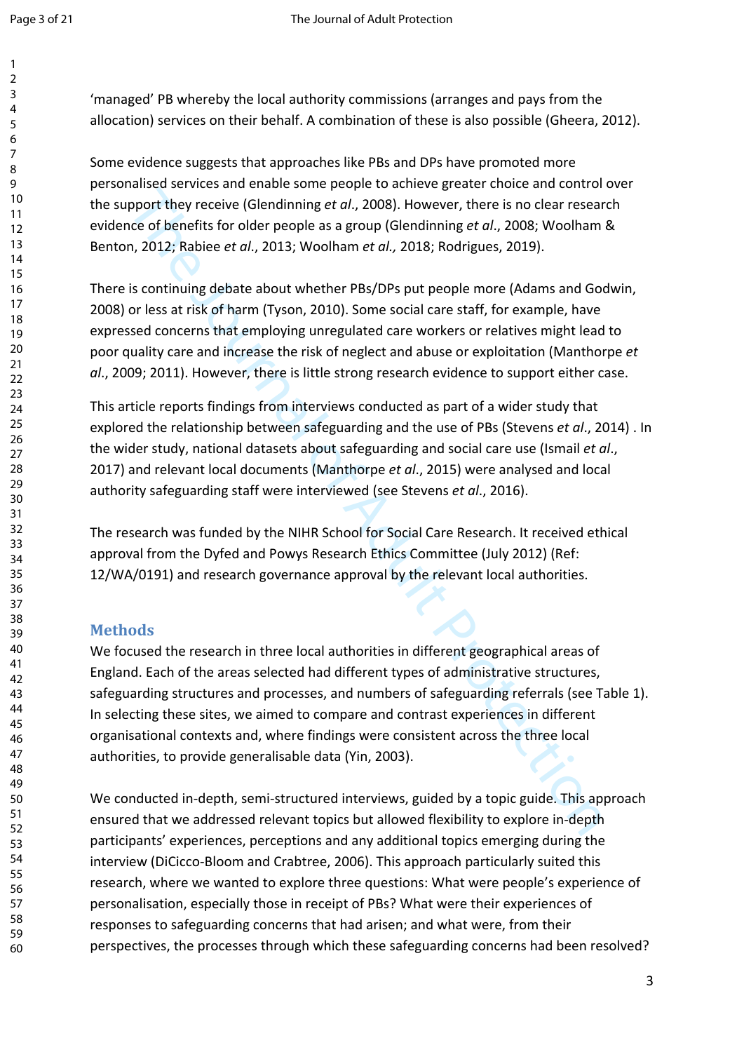'managed' PB whereby the local authority commissions (arranges and pays from the allocation) services on their behalf. A combination of these is also possible (Gheera, 2012).

Some evidence suggests that approaches like PBs and DPs have promoted more personalised services and enable some people to achieve greater choice and control over the support they receive (Glendinning *et al*., 2008). However, there is no clear research evidence of benefits for older people as a group (Glendinning *et al*., 2008; Woolham & Benton, 2012; Rabiee *et al*., 2013; Woolham *et al.,* 2018; Rodrigues, 2019).

There is continuing debate about whether PBs/DPs put people more (Adams and Godwin, 2008) or less at risk of harm (Tyson, 2010). Some social care staff, for example, have expressed concerns that employing unregulated care workers or relatives might lead to poor quality care and increase the risk of neglect and abuse or exploitation (Manthorpe *et al*., 2009; 2011). However, there is little strong research evidence to support either case.

This article reports findings from interviews conducted as part of a wider study that explored the relationship between safeguarding and the use of PBs (Stevens *et al*., 2014) . In the wider study, national datasets about safeguarding and social care use (Ismail *et al*., 2017) and relevant local documents (Manthorpe *et al*., 2015) were analysed and local authority safeguarding staff were interviewed (see Stevens *et al*., 2016).

The research was funded by the NIHR School for Social Care Research. It received ethical approval from the Dyfed and Powys Research Ethics Committee (July 2012) (Ref: 12/WA/0191) and research governance approval by the relevant local authorities.

## Methods

We focused the research in three local authorities in different geographical areas of England. Each of the areas selected had different types of administrative structures, safeguarding structures and processes, and numbers of safeguarding referrals (see Table 1). In selecting these sites, we aimed to compare and contrast experiences in different organisational contexts and, where findings were consistent across the three local authorities, to provide generalisable data (Yin, 2003).

We conducted in-depth, semi-structured interviews, guided by a topic guide. This approach ensured that we addressed relevant topics but allowed flexibility to explore in-depth participants' experiences, perceptions and any additional topics emerging during the interview (DiCicco-Bloom and Crabtree, 2006). This approach particularly suited this research, where we wanted to explore three questions: What were people's experience of personalisation, especially those in receipt of PBs? What were their experiences of responses to safeguarding concerns that had arisen; and what were, from their perspectives, the processes through which these safeguarding concerns had been resolved?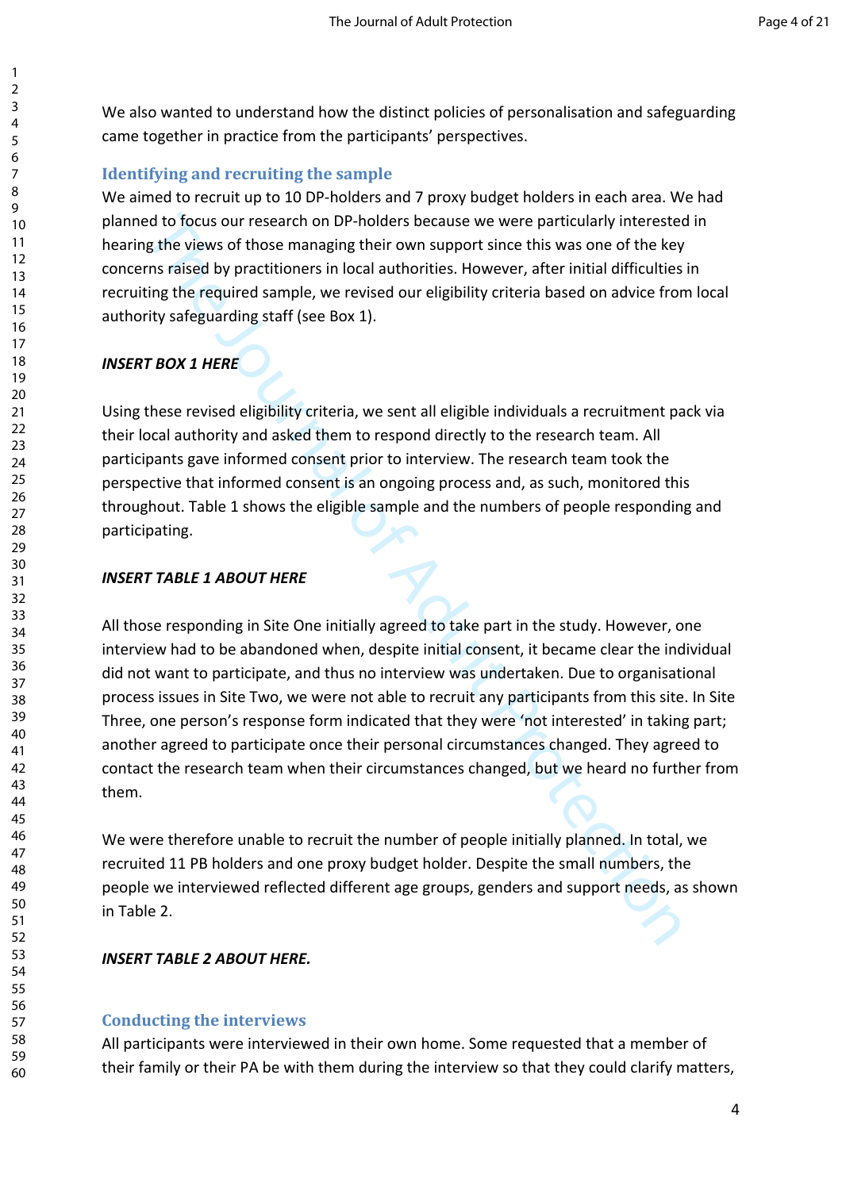We also wanted to understand how the distinct policies of personalisation and safeguarding came together in practice from the participants' perspectives.

## Identifying and recruiting the sample

We aimed to recruit up to 10 DP-holders and 7 proxy budget holders in each area. We had planned to focus our research on DP-holders because we were particularly interested in hearing the views of those managing their own support since this was one of the key concerns raised by practitioners in local authorities. However, after initial difficulties in recruiting the required sample, we revised our eligibility criteria based on advice from local authority safeguarding staff (see Box 1).

***INSERT BOX 1 HERE***

Using these revised eligibility criteria, we sent all eligible individuals a recruitment pack via their local authority and asked them to respond directly to the research team. All participants gave informed consent prior to interview. The research team took the perspective that informed consent is an ongoing process and, as such, monitored this throughout. Table 1 shows the eligible sample and the numbers of people responding and participating.

***INSERT TABLE 1 ABOUT HERE***

All those responding in Site One initially agreed to take part in the study. However, one interview had to be abandoned when, despite initial consent, it became clear the individual did not want to participate, and thus no interview was undertaken. Due to organisational process issues in Site Two, we were not able to recruit any participants from this site. In Site Three, one person's response form indicated that they were 'not interested' in taking part; another agreed to participate once their personal circumstances changed. They agreed to contact the research team when their circumstances changed, but we heard no further from them.

We were therefore unable to recruit the number of people initially planned. In total, we recruited 11 PB holders and one proxy budget holder. Despite the small numbers, the people we interviewed reflected different age groups, genders and support needs, as shown in Table 2.

***INSERT TABLE 2 ABOUT HERE.***

## Conducting the interviews

All participants were interviewed in their own home. Some requested that a member of their family or their PA be with them during the interview so that they could clarify matters,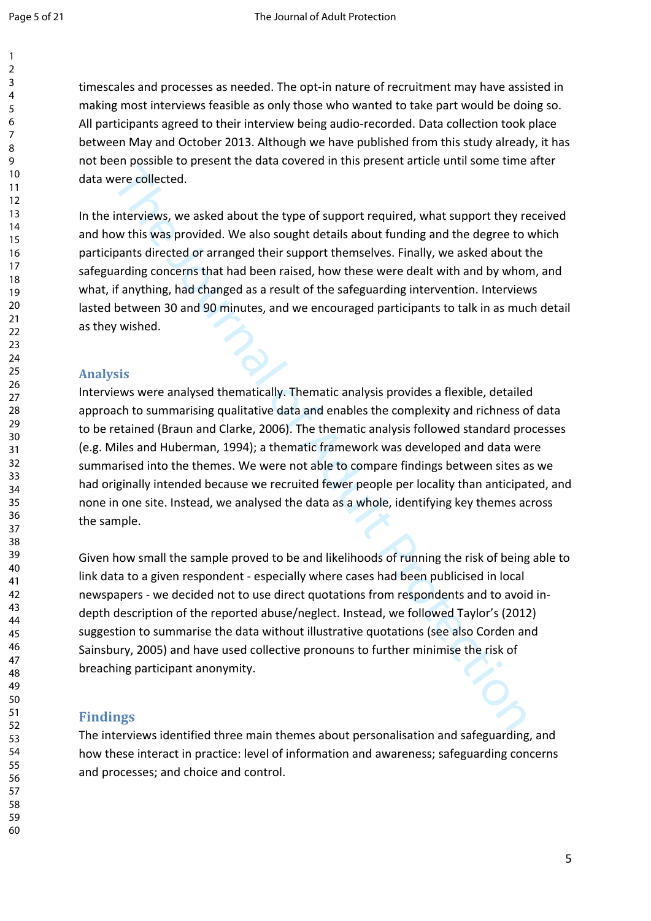timescales and processes as needed. The opt-in nature of recruitment may have assisted in making most interviews feasible as only those who wanted to take part would be doing so. All participants agreed to their interview being audio-recorded. Data collection took place between May and October 2013. Although we have published from this study already, it has not been possible to present the data covered in this present article until some time after data were collected.

In the interviews, we asked about the type of support required, what support they received and how this was provided. We also sought details about funding and the degree to which participants directed or arranged their support themselves. Finally, we asked about the safeguarding concerns that had been raised, how these were dealt with and by whom, and what, if anything, had changed as a result of the safeguarding intervention. Interviews lasted between 30 and 90 minutes, and we encouraged participants to talk in as much detail as they wished.

## Analysis

Interviews were analysed thematically. Thematic analysis provides a flexible, detailed approach to summarising qualitative data and enables the complexity and richness of data to be retained (Braun and Clarke, 2006). The thematic analysis followed standard processes (e.g. Miles and Huberman, 1994); a thematic framework was developed and data were summarised into the themes. We were not able to compare findings between sites as we had originally intended because we recruited fewer people per locality than anticipated, and none in one site. Instead, we analysed the data as a whole, identifying key themes across the sample.

Given how small the sample proved to be and likelihoods of running the risk of being able to link data to a given respondent - especially where cases had been publicised in local newspapers - we decided not to use direct quotations from respondents and to avoid in-depth description of the reported abuse/neglect. Instead, we followed Taylor's (2012) suggestion to summarise the data without illustrative quotations (see also Corden and Sainsbury, 2005) and have used collective pronouns to further minimise the risk of breaching participant anonymity.

## Findings

The interviews identified three main themes about personalisation and safeguarding, and how these interact in practice: level of information and awareness; safeguarding concerns and processes; and choice and control.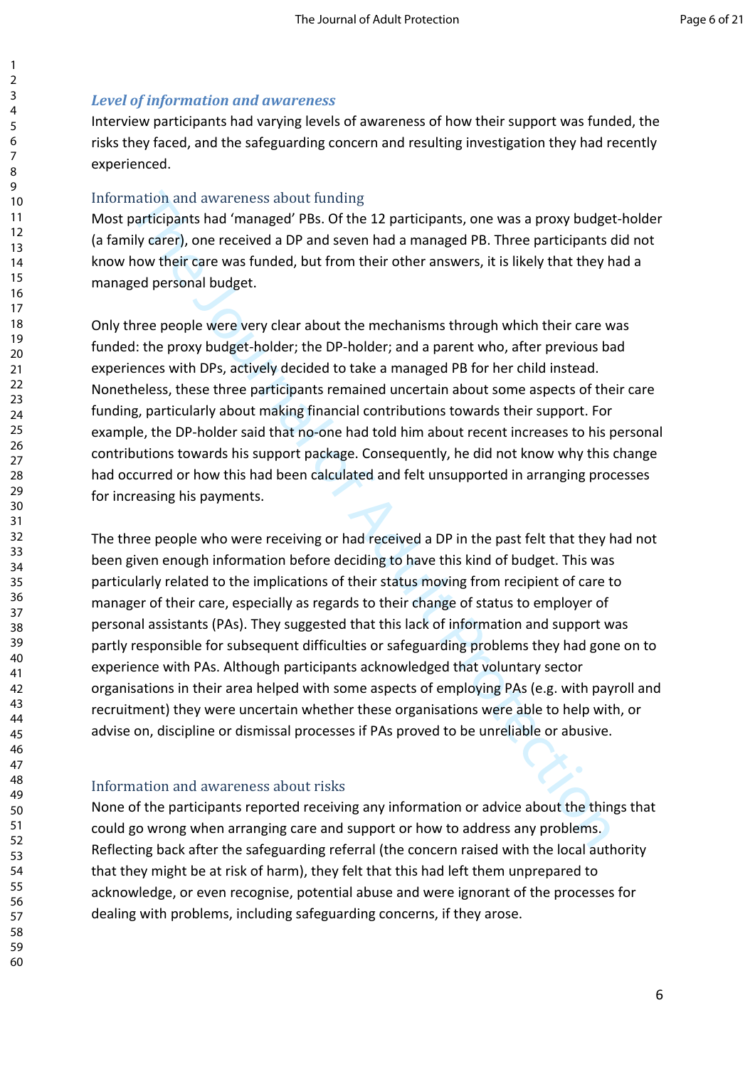### *Level of information and awareness*

Interview participants had varying levels of awareness of how their support was funded, the risks they faced, and the safeguarding concern and resulting investigation they had recently experienced.

#### Information and awareness about funding

Most participants had 'managed' PBs. Of the 12 participants, one was a proxy budget-holder (a family carer), one received a DP and seven had a managed PB. Three participants did not know how their care was funded, but from their other answers, it is likely that they had a managed personal budget.

Only three people were very clear about the mechanisms through which their care was funded: the proxy budget-holder; the DP-holder; and a parent who, after previous bad experiences with DPs, actively decided to take a managed PB for her child instead. Nonetheless, these three participants remained uncertain about some aspects of their care funding, particularly about making financial contributions towards their support. For example, the DP-holder said that no-one had told him about recent increases to his personal contributions towards his support package. Consequently, he did not know why this change had occurred or how this had been calculated and felt unsupported in arranging processes for increasing his payments.

The three people who were receiving or had received a DP in the past felt that they had not been given enough information before deciding to have this kind of budget. This was particularly related to the implications of their status moving from recipient of care to manager of their care, especially as regards to their change of status to employer of personal assistants (PAs). They suggested that this lack of information and support was partly responsible for subsequent difficulties or safeguarding problems they had gone on to experience with PAs. Although participants acknowledged that voluntary sector organisations in their area helped with some aspects of employing PAs (e.g. with payroll and recruitment) they were uncertain whether these organisations were able to help with, or advise on, discipline or dismissal processes if PAs proved to be unreliable or abusive.

#### Information and awareness about risks

None of the participants reported receiving any information or advice about the things that could go wrong when arranging care and support or how to address any problems. Reflecting back after the safeguarding referral (the concern raised with the local authority that they might be at risk of harm), they felt that this had left them unprepared to acknowledge, or even recognise, potential abuse and were ignorant of the processes for dealing with problems, including safeguarding concerns, if they arose.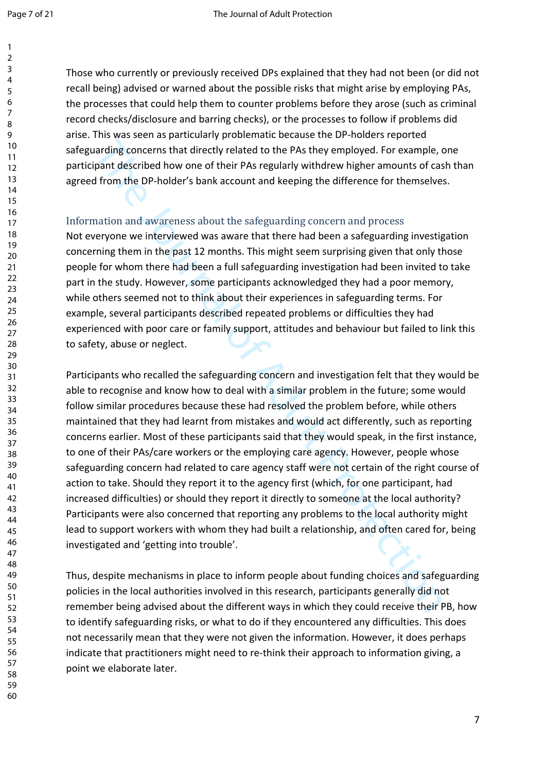Those who currently or previously received DPs explained that they had not been (or did not recall being) advised or warned about the possible risks that might arise by employing PAs, the processes that could help them to counter problems before they arose (such as criminal record checks/disclosure and barring checks), or the processes to follow if problems did arise. This was seen as particularly problematic because the DP-holders reported safeguarding concerns that directly related to the PAs they employed. For example, one participant described how one of their PAs regularly withdrew higher amounts of cash than agreed from the DP-holder's bank account and keeping the difference for themselves.

### Information and awareness about the safeguarding concern and process

Not everyone we interviewed was aware that there had been a safeguarding investigation concerning them in the past 12 months. This might seem surprising given that only those people for whom there had been a full safeguarding investigation had been invited to take part in the study. However, some participants acknowledged they had a poor memory, while others seemed not to think about their experiences in safeguarding terms. For example, several participants described repeated problems or difficulties they had experienced with poor care or family support, attitudes and behaviour but failed to link this to safety, abuse or neglect.

Participants who recalled the safeguarding concern and investigation felt that they would be able to recognise and know how to deal with a similar problem in the future; some would follow similar procedures because these had resolved the problem before, while others maintained that they had learnt from mistakes and would act differently, such as reporting concerns earlier. Most of these participants said that they would speak, in the first instance, to one of their PAs/care workers or the employing care agency. However, people whose safeguarding concern had related to care agency staff were not certain of the right course of action to take. Should they report it to the agency first (which, for one participant, had increased difficulties) or should they report it directly to someone at the local authority? Participants were also concerned that reporting any problems to the local authority might lead to support workers with whom they had built a relationship, and often cared for, being investigated and 'getting into trouble'.

Thus, despite mechanisms in place to inform people about funding choices and safeguarding policies in the local authorities involved in this research, participants generally did not remember being advised about the different ways in which they could receive their PB, how to identify safeguarding risks, or what to do if they encountered any difficulties. This does not necessarily mean that they were not given the information. However, it does perhaps indicate that practitioners might need to re-think their approach to information giving, a point we elaborate later.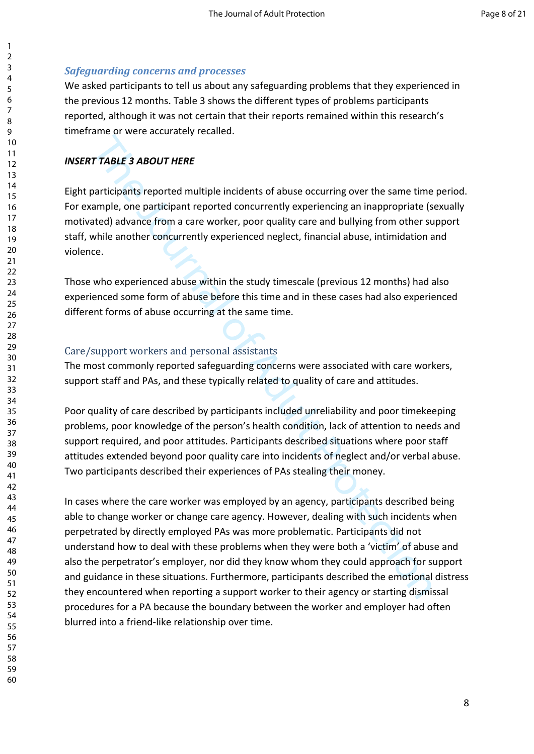### *Safeguarding concerns and processes*

We asked participants to tell us about any safeguarding problems that they experienced in the previous 12 months. Table 3 shows the different types of problems participants reported, although it was not certain that their reports remained within this research's timeframe or were accurately recalled.

***INSERT TABLE 3 ABOUT HERE***

Eight participants reported multiple incidents of abuse occurring over the same time period. For example, one participant reported concurrently experiencing an inappropriate (sexually motivated) advance from a care worker, poor quality care and bullying from other support staff, while another concurrently experienced neglect, financial abuse, intimidation and violence.

Those who experienced abuse within the study timescale (previous 12 months) had also experienced some form of abuse before this time and in these cases had also experienced different forms of abuse occurring at the same time.

#### Care/support workers and personal assistants

The most commonly reported safeguarding concerns were associated with care workers, support staff and PAs, and these typically related to quality of care and attitudes.

Poor quality of care described by participants included unreliability and poor timekeeping problems, poor knowledge of the person's health condition, lack of attention to needs and support required, and poor attitudes. Participants described situations where poor staff attitudes extended beyond poor quality care into incidents of neglect and/or verbal abuse. Two participants described their experiences of PAs stealing their money.

In cases where the care worker was employed by an agency, participants described being able to change worker or change care agency. However, dealing with such incidents when perpetrated by directly employed PAs was more problematic. Participants did not understand how to deal with these problems when they were both a 'victim' of abuse and also the perpetrator's employer, nor did they know whom they could approach for support and guidance in these situations. Furthermore, participants described the emotional distress they encountered when reporting a support worker to their agency or starting dismissal procedures for a PA because the boundary between the worker and employer had often blurred into a friend-like relationship over time.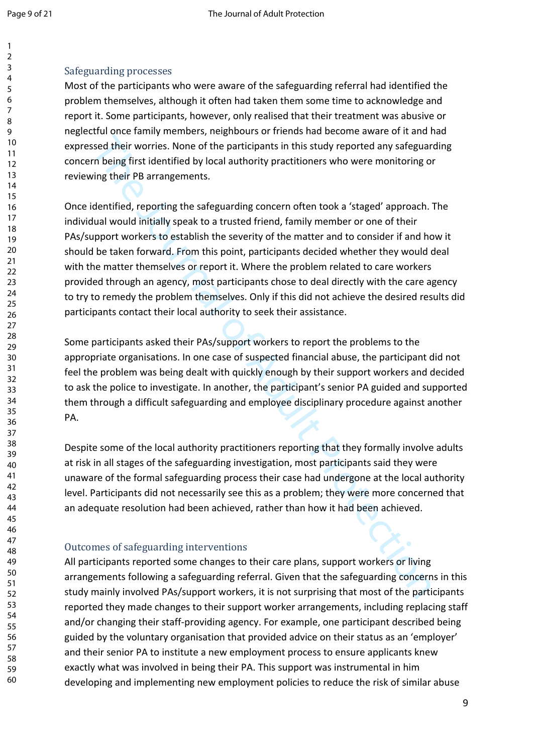## Safeguarding processes

Most of the participants who were aware of the safeguarding referral had identified the problem themselves, although it often had taken them some time to acknowledge and report it. Some participants, however, only realised that their treatment was abusive or neglectful once family members, neighbours or friends had become aware of it and had expressed their worries. None of the participants in this study reported any safeguarding concern being first identified by local authority practitioners who were monitoring or reviewing their PB arrangements.

Once identified, reporting the safeguarding concern often took a 'staged' approach. The individual would initially speak to a trusted friend, family member or one of their PAs/support workers to establish the severity of the matter and to consider if and how it should be taken forward. From this point, participants decided whether they would deal with the matter themselves or report it. Where the problem related to care workers provided through an agency, most participants chose to deal directly with the care agency to try to remedy the problem themselves. Only if this did not achieve the desired results did participants contact their local authority to seek their assistance.

Some participants asked their PAs/support workers to report the problems to the appropriate organisations. In one case of suspected financial abuse, the participant did not feel the problem was being dealt with quickly enough by their support workers and decided to ask the police to investigate. In another, the participant's senior PA guided and supported them through a difficult safeguarding and employee disciplinary procedure against another PA.

Despite some of the local authority practitioners reporting that they formally involve adults at risk in all stages of the safeguarding investigation, most participants said they were unaware of the formal safeguarding process their case had undergone at the local authority level. Participants did not necessarily see this as a problem; they were more concerned that an adequate resolution had been achieved, rather than how it had been achieved.

## Outcomes of safeguarding interventions

All participants reported some changes to their care plans, support workers or living arrangements following a safeguarding referral. Given that the safeguarding concerns in this study mainly involved PAs/support workers, it is not surprising that most of the participants reported they made changes to their support worker arrangements, including replacing staff and/or changing their staff-providing agency. For example, one participant described being guided by the voluntary organisation that provided advice on their status as an 'employer' and their senior PA to institute a new employment process to ensure applicants knew exactly what was involved in being their PA. This support was instrumental in him developing and implementing new employment policies to reduce the risk of similar abuse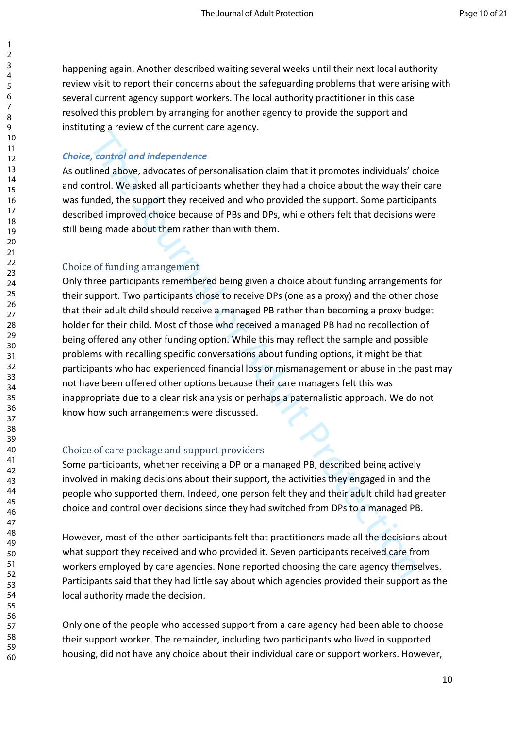happening again. Another described waiting several weeks until their next local authority review visit to report their concerns about the safeguarding problems that were arising with several current agency support workers. The local authority practitioner in this case resolved this problem by arranging for another agency to provide the support and instituting a review of the current care agency.

### *Choice, control and independence*

As outlined above, advocates of personalisation claim that it promotes individuals' choice and control. We asked all participants whether they had a choice about the way their care was funded, the support they received and who provided the support. Some participants described improved choice because of PBs and DPs, while others felt that decisions were still being made about them rather than with them.

#### Choice of funding arrangement

Only three participants remembered being given a choice about funding arrangements for their support. Two participants chose to receive DPs (one as a proxy) and the other chose that their adult child should receive a managed PB rather than becoming a proxy budget holder for their child. Most of those who received a managed PB had no recollection of being offered any other funding option. While this may reflect the sample and possible problems with recalling specific conversations about funding options, it might be that participants who had experienced financial loss or mismanagement or abuse in the past may not have been offered other options because their care managers felt this was inappropriate due to a clear risk analysis or perhaps a paternalistic approach. We do not know how such arrangements were discussed.

#### Choice of care package and support providers

Some participants, whether receiving a DP or a managed PB, described being actively involved in making decisions about their support, the activities they engaged in and the people who supported them. Indeed, one person felt they and their adult child had greater choice and control over decisions since they had switched from DPs to a managed PB.

However, most of the other participants felt that practitioners made all the decisions about what support they received and who provided it. Seven participants received care from workers employed by care agencies. None reported choosing the care agency themselves. Participants said that they had little say about which agencies provided their support as the local authority made the decision.

Only one of the people who accessed support from a care agency had been able to choose their support worker. The remainder, including two participants who lived in supported housing, did not have any choice about their individual care or support workers. However,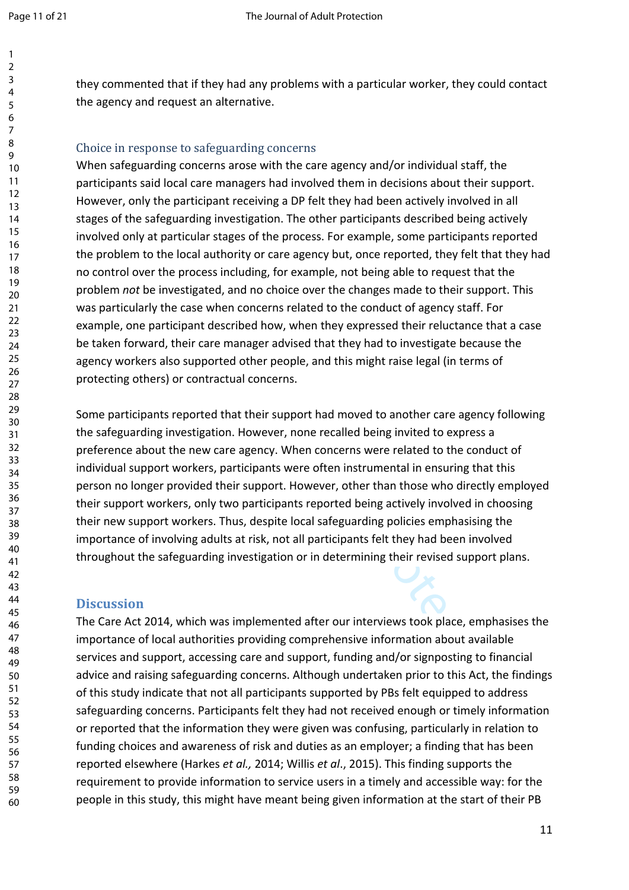they commented that if they had any problems with a particular worker, they could contact the agency and request an alternative.

### Choice in response to safeguarding concerns

When safeguarding concerns arose with the care agency and/or individual staff, the participants said local care managers had involved them in decisions about their support. However, only the participant receiving a DP felt they had been actively involved in all stages of the safeguarding investigation. The other participants described being actively involved only at particular stages of the process. For example, some participants reported the problem to the local authority or care agency but, once reported, they felt that they had no control over the process including, for example, not being able to request that the problem *not* be investigated, and no choice over the changes made to their support. This was particularly the case when concerns related to the conduct of agency staff. For example, one participant described how, when they expressed their reluctance that a case be taken forward, their care manager advised that they had to investigate because the agency workers also supported other people, and this might raise legal (in terms of protecting others) or contractual concerns.

Some participants reported that their support had moved to another care agency following the safeguarding investigation. However, none recalled being invited to express a preference about the new care agency. When concerns were related to the conduct of individual support workers, participants were often instrumental in ensuring that this person no longer provided their support. However, other than those who directly employed their support workers, only two participants reported being actively involved in choosing their new support workers. Thus, despite local safeguarding policies emphasising the importance of involving adults at risk, not all participants felt they had been involved throughout the safeguarding investigation or in determining their revised support plans.

## Discussion

The Care Act 2014, which was implemented after our interviews took place, emphasises the importance of local authorities providing comprehensive information about available services and support, accessing care and support, funding and/or signposting to financial advice and raising safeguarding concerns. Although undertaken prior to this Act, the findings of this study indicate that not all participants supported by PBs felt equipped to address safeguarding concerns. Participants felt they had not received enough or timely information or reported that the information they were given was confusing, particularly in relation to funding choices and awareness of risk and duties as an employer; a finding that has been reported elsewhere (Harkes *et al.,* 2014; Willis *et al*., 2015). This finding supports the requirement to provide information to service users in a timely and accessible way: for the people in this study, this might have meant being given information at the start of their PB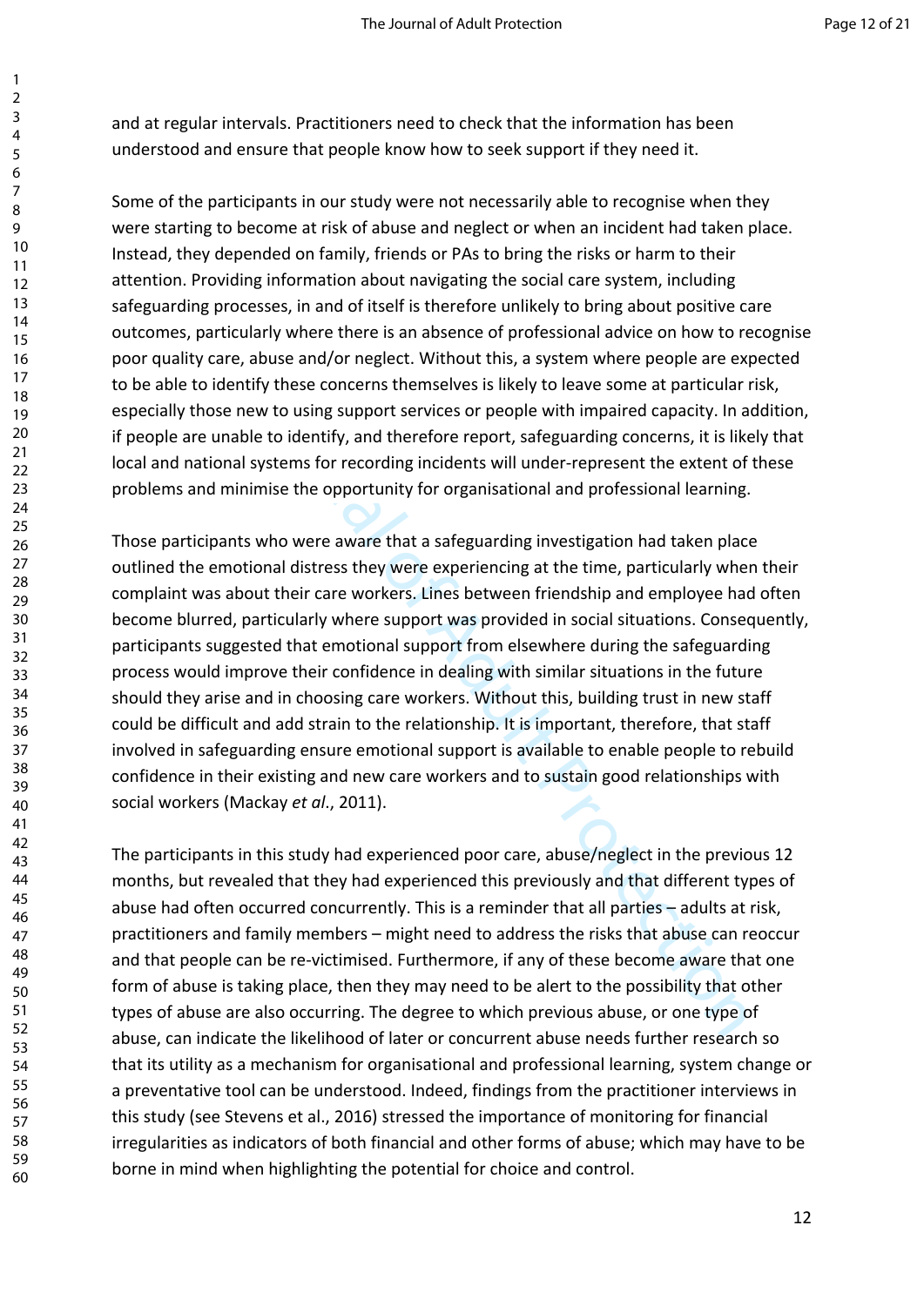and at regular intervals. Practitioners need to check that the information has been understood and ensure that people know how to seek support if they need it.

Some of the participants in our study were not necessarily able to recognise when they were starting to become at risk of abuse and neglect or when an incident had taken place. Instead, they depended on family, friends or PAs to bring the risks or harm to their attention. Providing information about navigating the social care system, including safeguarding processes, in and of itself is therefore unlikely to bring about positive care outcomes, particularly where there is an absence of professional advice on how to recognise poor quality care, abuse and/or neglect. Without this, a system where people are expected to be able to identify these concerns themselves is likely to leave some at particular risk, especially those new to using support services or people with impaired capacity. In addition, if people are unable to identify, and therefore report, safeguarding concerns, it is likely that local and national systems for recording incidents will under-represent the extent of these problems and minimise the opportunity for organisational and professional learning.

Those participants who were aware that a safeguarding investigation had taken place outlined the emotional distress they were experiencing at the time, particularly when their complaint was about their care workers. Lines between friendship and employee had often become blurred, particularly where support was provided in social situations. Consequently, participants suggested that emotional support from elsewhere during the safeguarding process would improve their confidence in dealing with similar situations in the future should they arise and in choosing care workers. Without this, building trust in new staff could be difficult and add strain to the relationship. It is important, therefore, that staff involved in safeguarding ensure emotional support is available to enable people to rebuild confidence in their existing and new care workers and to sustain good relationships with social workers (Mackay *et al*., 2011).

The participants in this study had experienced poor care, abuse/neglect in the previous 12 months, but revealed that they had experienced this previously and that different types of abuse had often occurred concurrently. This is a reminder that all parties – adults at risk, practitioners and family members – might need to address the risks that abuse can reoccur and that people can be re-victimised. Furthermore, if any of these become aware that one form of abuse is taking place, then they may need to be alert to the possibility that other types of abuse are also occurring. The degree to which previous abuse, or one type of abuse, can indicate the likelihood of later or concurrent abuse needs further research so that its utility as a mechanism for organisational and professional learning, system change or a preventative tool can be understood. Indeed, findings from the practitioner interviews in this study (see Stevens et al., 2016) stressed the importance of monitoring for financial irregularities as indicators of both financial and other forms of abuse; which may have to be borne in mind when highlighting the potential for choice and control.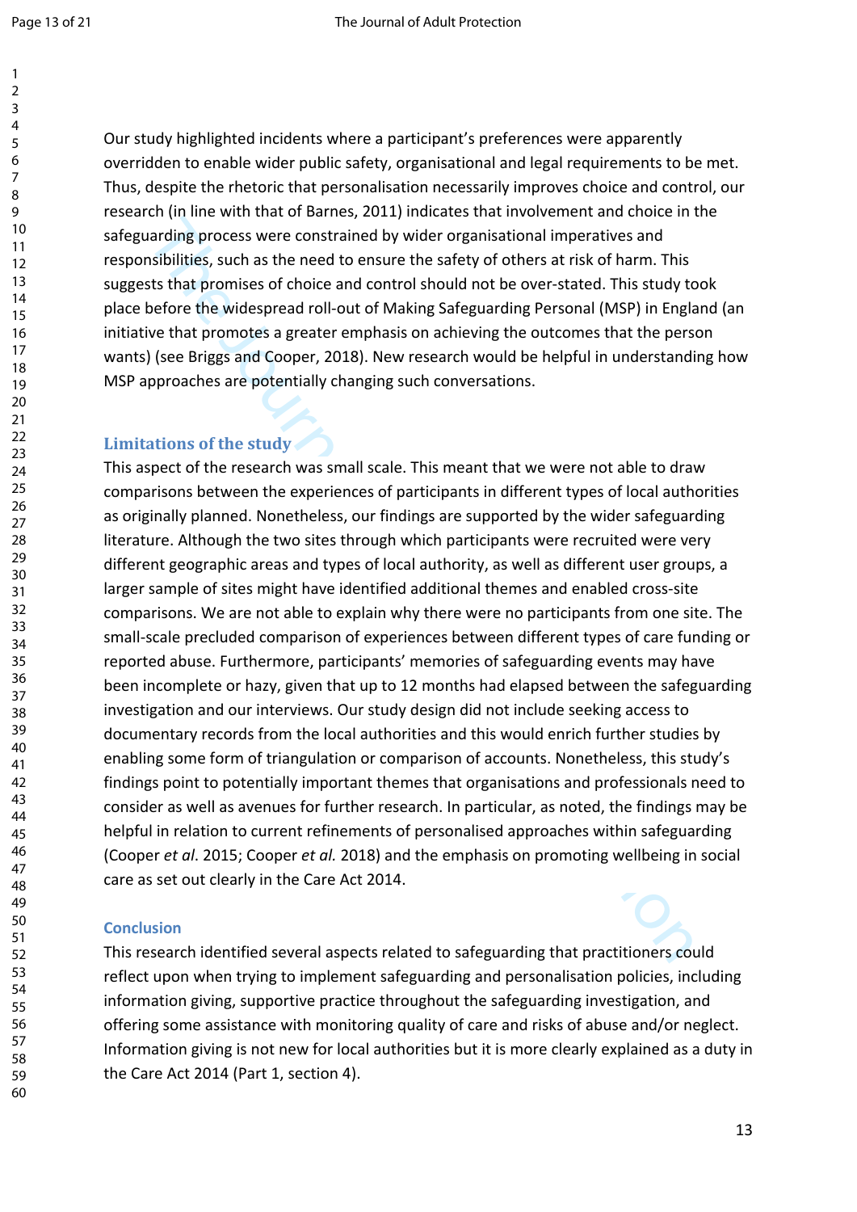Our study highlighted incidents where a participant's preferences were apparently overridden to enable wider public safety, organisational and legal requirements to be met. Thus, despite the rhetoric that personalisation necessarily improves choice and control, our research (in line with that of Barnes, 2011) indicates that involvement and choice in the safeguarding process were constrained by wider organisational imperatives and responsibilities, such as the need to ensure the safety of others at risk of harm. This suggests that promises of choice and control should not be over-stated. This study took place before the widespread roll-out of Making Safeguarding Personal (MSP) in England (an initiative that promotes a greater emphasis on achieving the outcomes that the person wants) (see Briggs and Cooper, 2018). New research would be helpful in understanding how MSP approaches are potentially changing such conversations.

## Limitations of the study

This aspect of the research was small scale. This meant that we were not able to draw comparisons between the experiences of participants in different types of local authorities as originally planned. Nonetheless, our findings are supported by the wider safeguarding literature. Although the two sites through which participants were recruited were very different geographic areas and types of local authority, as well as different user groups, a larger sample of sites might have identified additional themes and enabled cross-site comparisons. We are not able to explain why there were no participants from one site. The small-scale precluded comparison of experiences between different types of care funding or reported abuse. Furthermore, participants' memories of safeguarding events may have been incomplete or hazy, given that up to 12 months had elapsed between the safeguarding investigation and our interviews. Our study design did not include seeking access to documentary records from the local authorities and this would enrich further studies by enabling some form of triangulation or comparison of accounts. Nonetheless, this study's findings point to potentially important themes that organisations and professionals need to consider as well as avenues for further research. In particular, as noted, the findings may be helpful in relation to current refinements of personalised approaches within safeguarding (Cooper *et al.* 2015; Cooper *et al.* 2018) and the emphasis on promoting wellbeing in social care as set out clearly in the Care Act 2014.

## Conclusion

This research identified several aspects related to safeguarding that practitioners could reflect upon when trying to implement safeguarding and personalisation policies, including information giving, supportive practice throughout the safeguarding investigation, and offering some assistance with monitoring quality of care and risks of abuse and/or neglect. Information giving is not new for local authorities but it is more clearly explained as a duty in the Care Act 2014 (Part 1, section 4).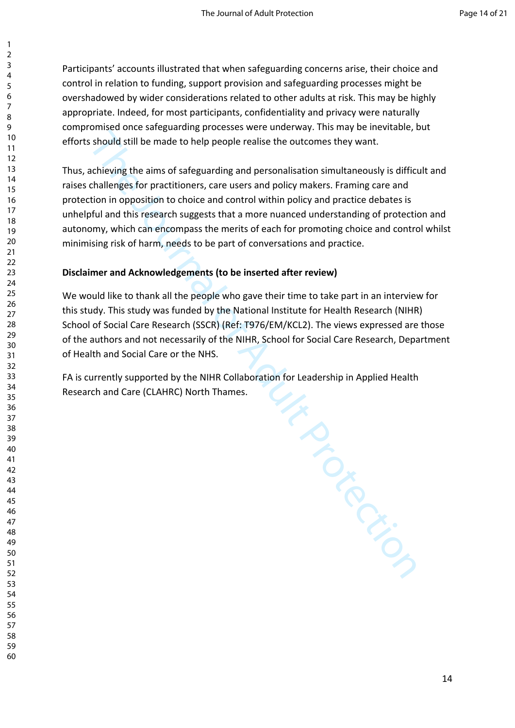Participants' accounts illustrated that when safeguarding concerns arise, their choice and control in relation to funding, support provision and safeguarding processes might be overshadowed by wider considerations related to other adults at risk. This may be highly appropriate. Indeed, for most participants, confidentiality and privacy were naturally compromised once safeguarding processes were underway. This may be inevitable, but efforts should still be made to help people realise the outcomes they want.

Thus, achieving the aims of safeguarding and personalisation simultaneously is difficult and raises challenges for practitioners, care users and policy makers. Framing care and protection in opposition to choice and control within policy and practice debates is unhelpful and this research suggests that a more nuanced understanding of protection and autonomy, which can encompass the merits of each for promoting choice and control whilst minimising risk of harm, needs to be part of conversations and practice.

**Disclaimer and Acknowledgements (to be inserted after review)**

We would like to thank all the people who gave their time to take part in an interview for this study. This study was funded by the National Institute for Health Research (NIHR) School of Social Care Research (SSCR) (Ref: T976/EM/KCL2). The views expressed are those of the authors and not necessarily of the NIHR, School for Social Care Research, Department of Health and Social Care or the NHS.

FA is currently supported by the NIHR Collaboration for Leadership in Applied Health Research and Care (CLAHRC) North Thames.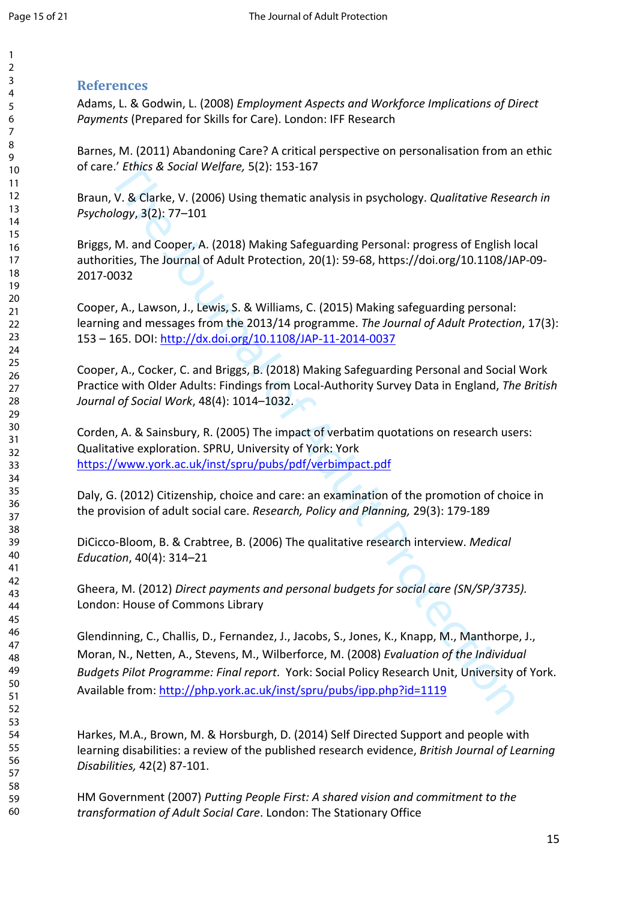## References

Adams, L. & Godwin, L. (2008) *Employment Aspects and Workforce Implications of Direct Payments* (Prepared for Skills for Care). London: IFF Research

Barnes, M. (2011) Abandoning Care? A critical perspective on personalisation from an ethic of care.' *Ethics & Social Welfare,* 5(2): 153-167

Braun, V. & Clarke, V. (2006) Using thematic analysis in psychology. *Qualitative Research in Psychology*, 3(2): 77–101

Briggs, M. and Cooper, A. (2018) Making Safeguarding Personal: progress of English local authorities, The Journal of Adult Protection, 20(1): 59-68, https://doi.org/10.1108/JAP-09-2017-0032

Cooper, A., Lawson, J., Lewis, S. & Williams, C. (2015) Making safeguarding personal: learning and messages from the 2013/14 programme. *The Journal of Adult Protection*, 17(3): 153 – 165. DOI: http://dx.doi.org/10.1108/JAP-11-2014-0037

Cooper, A., Cocker, C. and Briggs, B. (2018) Making Safeguarding Personal and Social Work Practice with Older Adults: Findings from Local-Authority Survey Data in England, *The British Journal of Social Work*, 48(4): 1014–1032.

Corden, A. & Sainsbury, R. (2005) The impact of verbatim quotations on research users: Qualitative exploration. SPRU, University of York: York https://www.york.ac.uk/inst/spru/pubs/pdf/verbimpact.pdf

Daly, G. (2012) Citizenship, choice and care: an examination of the promotion of choice in the provision of adult social care. *Research, Policy and Planning,* 29(3): 179-189

DiCicco-Bloom, B. & Crabtree, B. (2006) The qualitative research interview. *Medical Education*, 40(4): 314–21

Gheera, M. (2012) *Direct payments and personal budgets for social care (SN/SP/3735).* London: House of Commons Library

Glendinning, C., Challis, D., Fernandez, J., Jacobs, S., Jones, K., Knapp, M., Manthorpe, J., Moran, N., Netten, A., Stevens, M., Wilberforce, M. (2008) *Evaluation of the Individual Budgets Pilot Programme: Final report*. York: Social Policy Research Unit, University of York. Available from: http://php.york.ac.uk/inst/spru/pubs/ipp.php?id=1119

Harkes, M.A., Brown, M. & Horsburgh, D. (2014) Self Directed Support and people with learning disabilities: a review of the published research evidence, *British Journal of Learning Disabilities,* 42(2) 87-101.

HM Government (2007) *Putting People First: A shared vision and commitment to the transformation of Adult Social Care*. London: The Stationary Office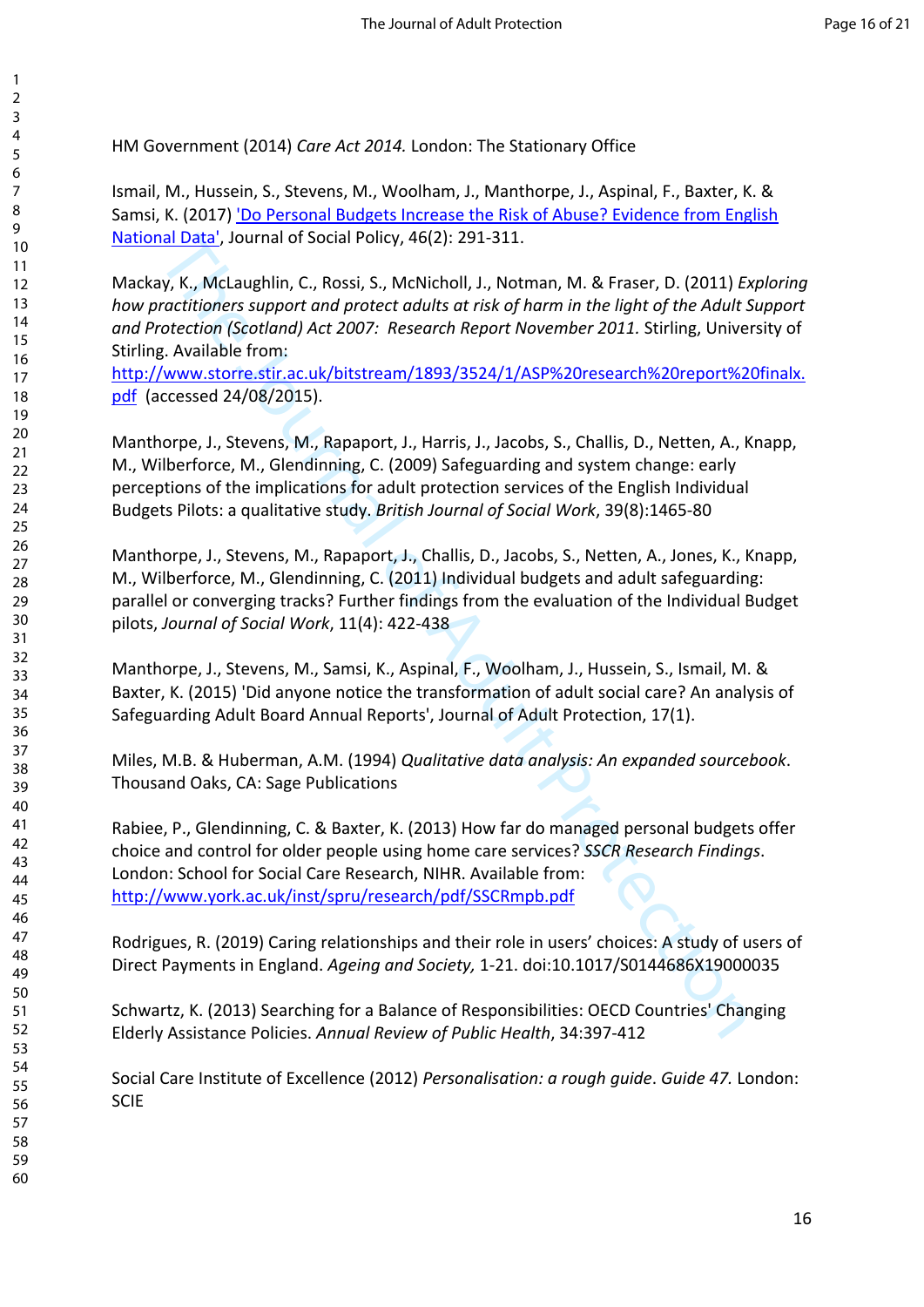HM Government (2014) *Care Act 2014.* London: The Stationary Office

Ismail, M., Hussein, S., Stevens, M., Woolham, J., Manthorpe, J., Aspinal, F., Baxter, K. & Samsi, K. (2017) ['Do Personal Budgets Increase the Risk of Abuse? Evidence from English National Data'](), Journal of Social Policy, 46(2): 291-311.

Mackay, K., McLaughlin, C., Rossi, S., McNicholl, J., Notman, M. & Fraser, D. (2011) *Exploring how practitioners support and protect adults at risk of harm in the light of the Adult Support and Protection (Scotland) Act 2007: Research Report November 2011.* Stirling, University of Stirling. Available from: http://www.storre.stir.ac.uk/bitstream/1893/3524/1/ASP%20research%20report%20finalx.pdf (accessed 24/08/2015).

Manthorpe, J., Stevens, M., Rapaport, J., Harris, J., Jacobs, S., Challis, D., Netten, A., Knapp, M., Wilberforce, M., Glendinning, C. (2009) Safeguarding and system change: early perceptions of the implications for adult protection services of the English Individual Budgets Pilots: a qualitative study. *British Journal of Social Work*, 39(8):1465-80

Manthorpe, J., Stevens, M., Rapaport, J., Challis, D., Jacobs, S., Netten, A., Jones, K., Knapp, M., Wilberforce, M., Glendinning, C. (2011) Individual budgets and adult safeguarding: parallel or converging tracks? Further findings from the evaluation of the Individual Budget pilots, *Journal of Social Work*, 11(4): 422-438

Manthorpe, J., Stevens, M., Samsi, K., Aspinal, F., Woolham, J., Hussein, S., Ismail, M. & Baxter, K. (2015) 'Did anyone notice the transformation of adult social care? An analysis of Safeguarding Adult Board Annual Reports', Journal of Adult Protection, 17(1).

Miles, M.B. & Huberman, A.M. (1994) *Qualitative data analysis: An expanded sourcebook*. Thousand Oaks, CA: Sage Publications

Rabiee, P., Glendinning, C. & Baxter, K. (2013) How far do managed personal budgets offer choice and control for older people using home care services? *SSCR Research Findings*. London: School for Social Care Research, NIHR. Available from: http://www.york.ac.uk/inst/spru/research/pdf/SSCRmpb.pdf

Rodrigues, R. (2019) Caring relationships and their role in users' choices: A study of users of Direct Payments in England. *Ageing and Society,* 1-21. doi:10.1017/S0144686X19000035

Schwartz, K. (2013) Searching for a Balance of Responsibilities: OECD Countries' Changing Elderly Assistance Policies. *Annual Review of Public Health*, 34:397-412

Social Care Institute of Excellence (2012) *Personalisation: a rough guide*. *Guide 47.* London: SCIE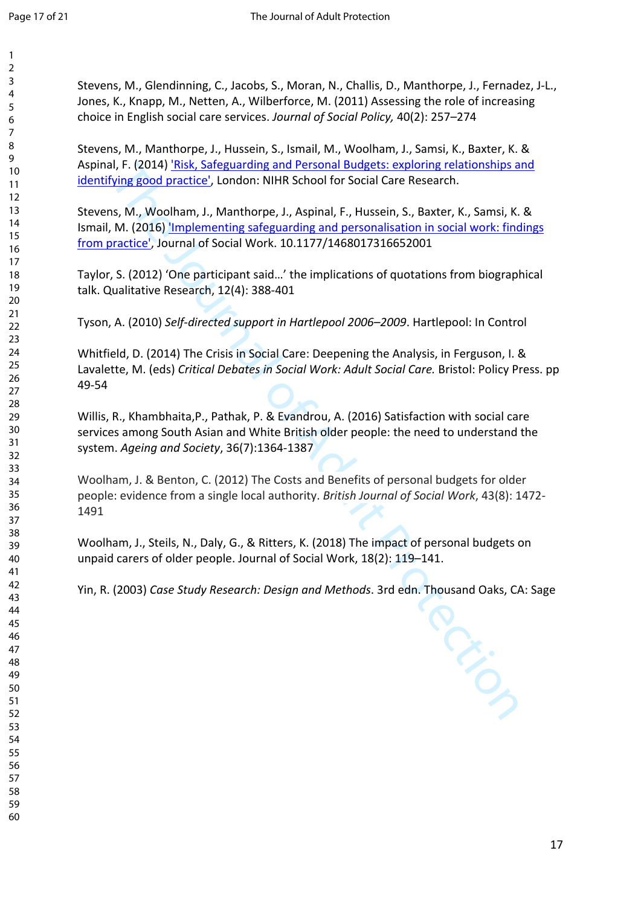Stevens, M., Glendinning, C., Jacobs, S., Moran, N., Challis, D., Manthorpe, J., Fernadez, J-L., Jones, K., Knapp, M., Netten, A., Wilberforce, M. (2011) Assessing the role of increasing choice in English social care services. *Journal of Social Policy,* 40(2): 257–274

Stevens, M., Manthorpe, J., Hussein, S., Ismail, M., Woolham, J., Samsi, K., Baxter, K. & Aspinal, F. (2014) 'Risk, Safeguarding and Personal Budgets: exploring relationships and identifying good practice', London: NIHR School for Social Care Research.

Stevens, M., Woolham, J., Manthorpe, J., Aspinal, F., Hussein, S., Baxter, K., Samsi, K. & Ismail, M. (2016) 'Implementing safeguarding and personalisation in social work: findings from practice', Journal of Social Work. 10.1177/1468017316652001

Taylor, S. (2012) 'One participant said…' the implications of quotations from biographical talk. Qualitative Research, 12(4): 388-401

Tyson, A. (2010) *Self-directed support in Hartlepool 2006–2009*. Hartlepool: In Control

Whitfield, D. (2014) The Crisis in Social Care: Deepening the Analysis, in Ferguson, I. & Lavalette, M. (eds) *Critical Debates in Social Work: Adult Social Care.* Bristol: Policy Press. pp 49-54

Willis, R., Khambhaita,P., Pathak, P. & Evandrou, A. (2016) Satisfaction with social care services among South Asian and White British older people: the need to understand the system. *Ageing and Society*, 36(7):1364-1387

Woolham, J. & Benton, C. (2012) The Costs and Benefits of personal budgets for older people: evidence from a single local authority. *British Journal of Social Work*, 43(8): 1472-1491

Woolham, J., Steils, N., Daly, G., & Ritters, K. (2018) The impact of personal budgets on unpaid carers of older people. Journal of Social Work, 18(2): 119–141.

Yin, R. (2003) *Case Study Research: Design and Methods*. 3rd edn. Thousand Oaks, CA: Sage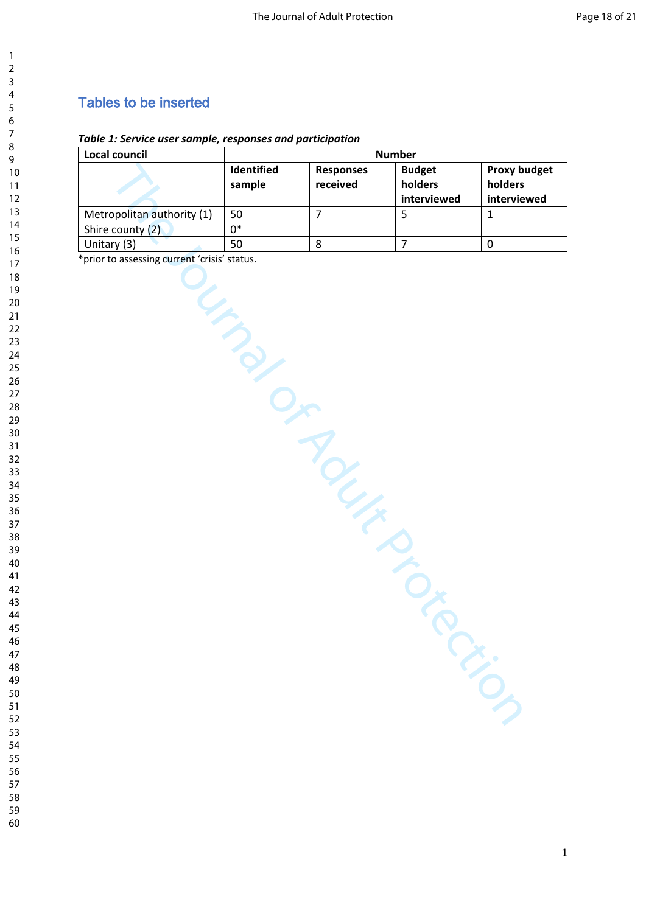## Tables to be inserted

*Table 1: Service user sample, responses and participation*

| Local council | Number | | | |
|---|---|---|---|---|
| | **Identified sample** | **Responses received** | **Budget holders interviewed** | **Proxy budget holders interviewed** |
| Metropolitan authority (1) | 50 | 7 | 5 | 1 |
| Shire county (2) | 0* | | | |
| Unitary (3) | 50 | 8 | 7 | 0 |

*prior to assessing current 'crisis' status.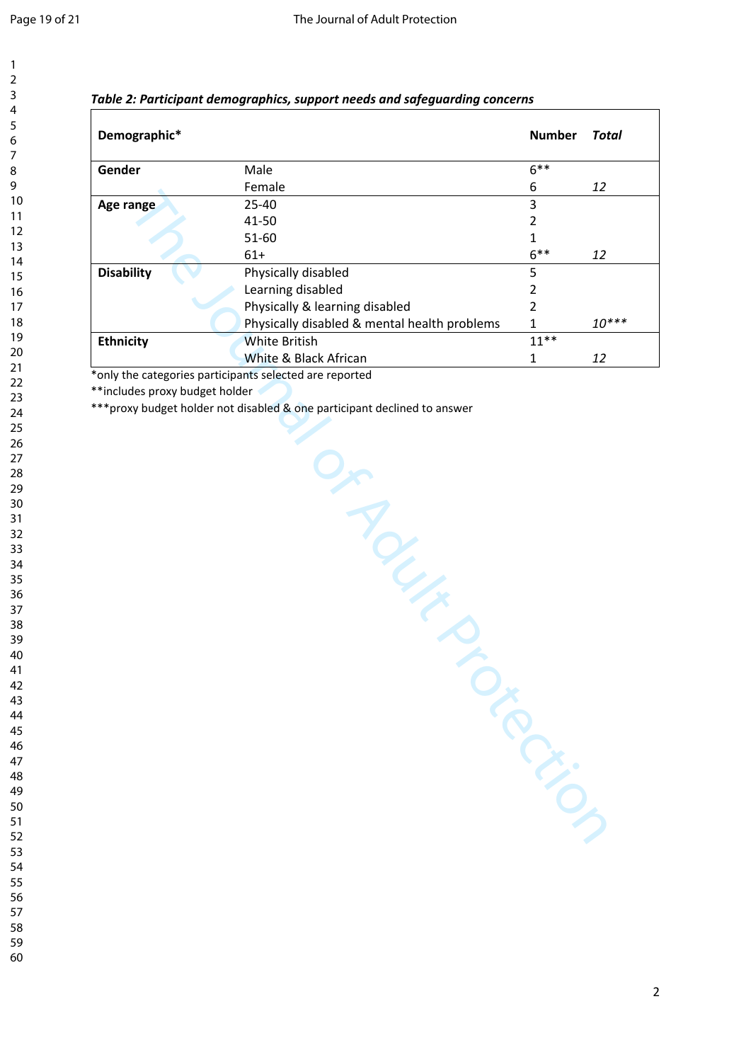***Table 2: Participant demographics, support needs and safeguarding concerns***

| **Demographic*** | | **Number** | ***Total*** |
|---|---|---|---|
| **Gender** | Male | 6** | |
| | Female | 6 | *12* |
| **Age range** | 25-40 | 3 | |
| | 41-50 | 2 | |
| | 51-60 | 1 | |
| | 61+ | 6** | *12* |
| **Disability** | Physically disabled | 5 | |
| | Learning disabled | 2 | |
| | Physically & learning disabled | 2 | |
| | Physically disabled & mental health problems | 1 | *10**** |
| **Ethnicity** | White British | 11** | |
| | White & Black African | 1 | *12* |

*only the categories participants selected are reported

**includes proxy budget holder

***proxy budget holder not disabled & one participant declined to answer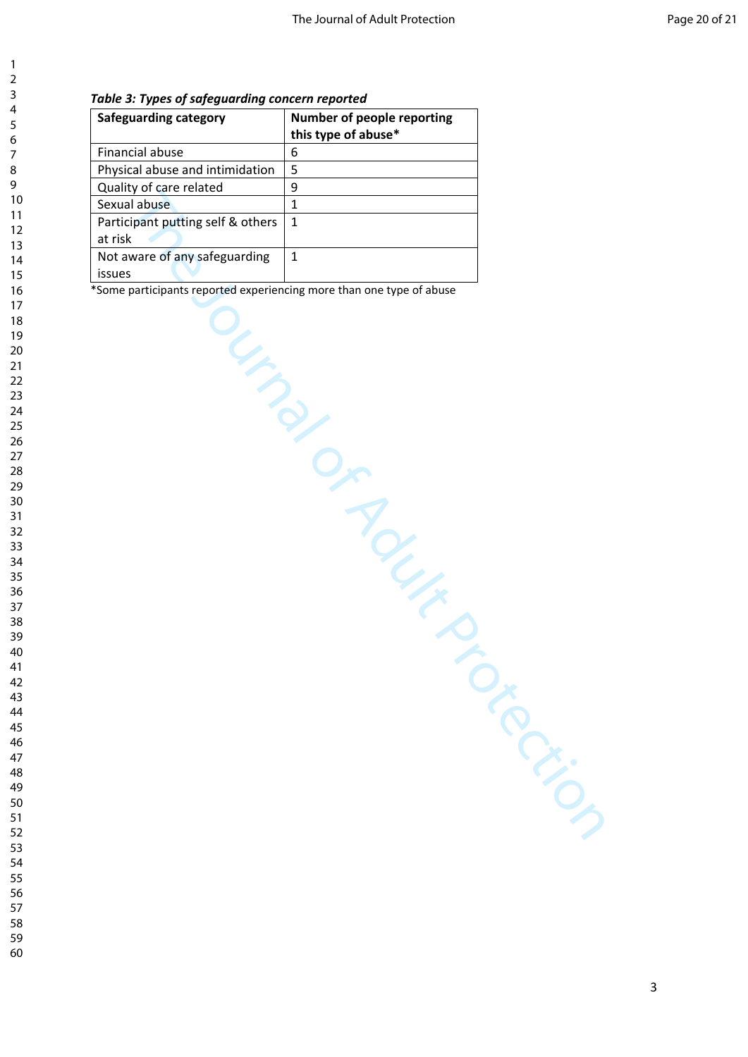***Table 3: Types of safeguarding concern reported***

| Safeguarding category | Number of people reporting this type of abuse* |
|---|---|
| Financial abuse | 6 |
| Physical abuse and intimidation | 5 |
| Quality of care related | 9 |
| Sexual abuse | 1 |
| Participant putting self & others at risk | 1 |
| Not aware of any safeguarding issues | 1 |

*Some participants reported experiencing more than one type of abuse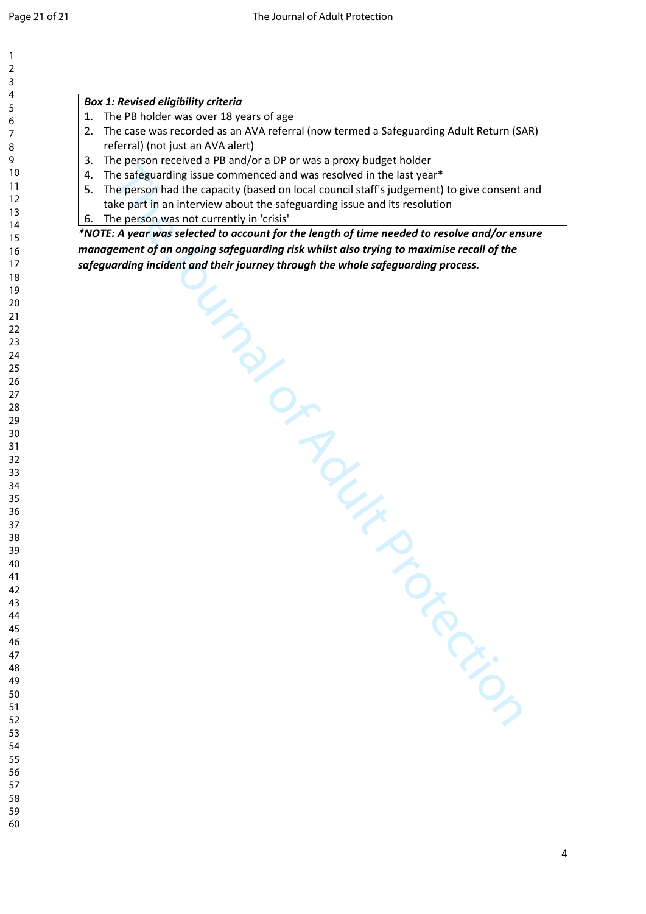***Box 1: Revised eligibility criteria***

1. The PB holder was over 18 years of age
2. The case was recorded as an AVA referral (now termed a Safeguarding Adult Return (SAR) referral) (not just an AVA alert)
3. The person received a PB and/or a DP or was a proxy budget holder
4. The safeguarding issue commenced and was resolved in the last year*
5. The person had the capacity (based on local council staff's judgement) to give consent and take part in an interview about the safeguarding issue and its resolution
6. The person was not currently in 'crisis'

***NOTE: A year was selected to account for the length of time needed to resolve and/or ensure management of an ongoing safeguarding risk whilst also trying to maximise recall of the safeguarding incident and their journey through the whole safeguarding process.***